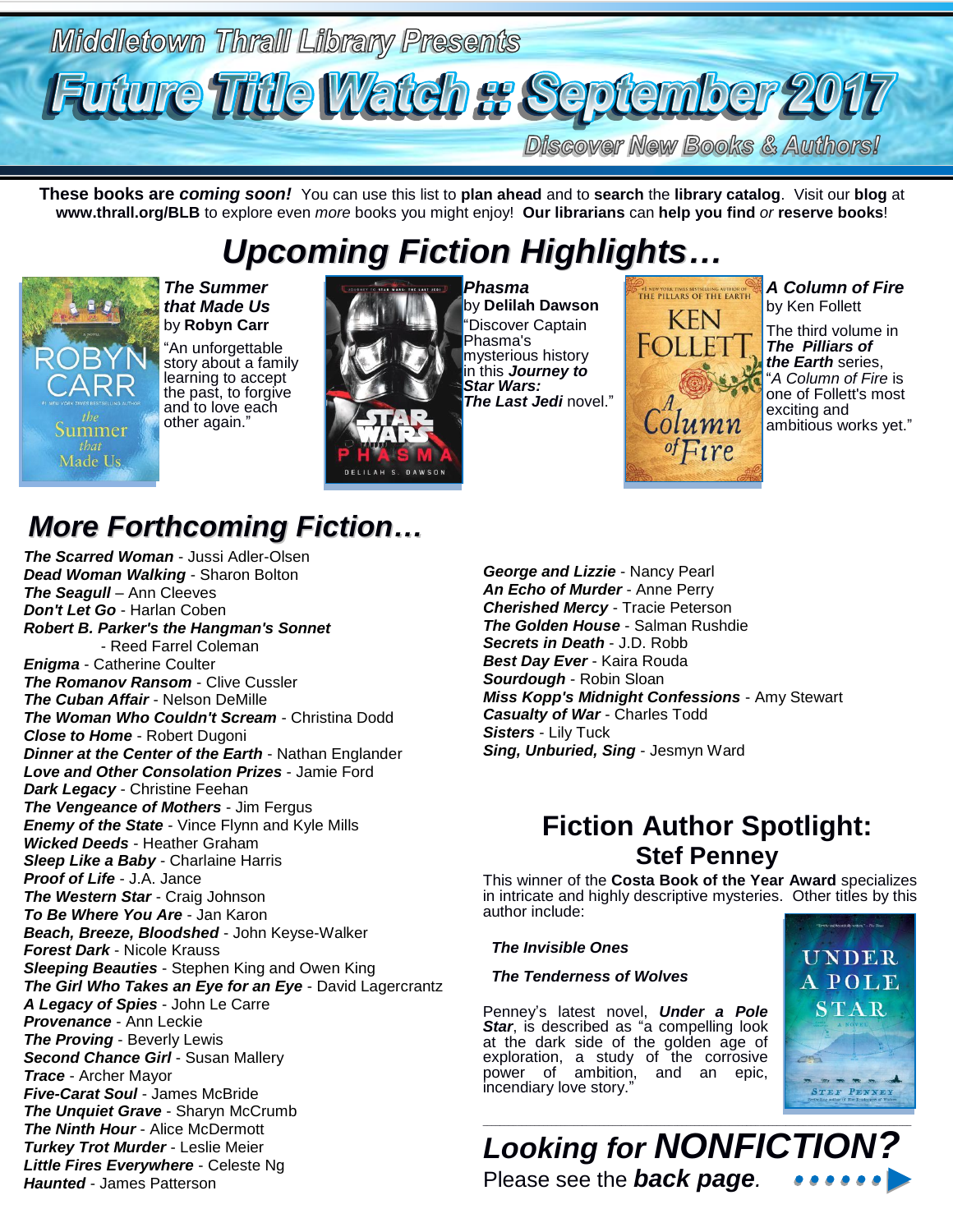Middletown Thrall Library Presents

# Future Title Watch :: September 2017

Discover New Books & Authors!

**These books are *coming soon!*** You can use this list to **plan ahead** and to **search** the **library catalog**. Visit our **blog** at **www.thrall.org/BLB** to explore even *more* books you might enjoy! **Our librarians** can **help you find** *or* **reserve books**!

## *Upcoming Fiction Highlights…*

***The Summer that Made Us*** by **Robyn Carr**
"An unforgettable story about a family learning to accept the past, to forgive and to love each other again."

***Phasma*** by **Delilah Dawson**
"Discover Captain Phasma's mysterious history in this ***Journey to Star Wars: The Last Jedi*** novel."

***A Column of Fire*** by Ken Follett
The third volume in ***The Piliars of the Earth*** series, "*A Column of Fire* is one of Follett's most exciting and ambitious works yet."

## *More Forthcoming Fiction…*

***The Scarred Woman*** - Jussi Adler-Olsen
***Dead Woman Walking*** - Sharon Bolton
***The Seagull*** – Ann Cleeves
***Don't Let Go*** - Harlan Coben
***Robert B. Parker's the Hangman's Sonnet*** - Reed Farrel Coleman
***Enigma*** - Catherine Coulter
***The Romanov Ransom*** - Clive Cussler
***The Cuban Affair*** - Nelson DeMille
***The Woman Who Couldn't Scream*** - Christina Dodd
***Close to Home*** - Robert Dugoni
***Dinner at the Center of the Earth*** - Nathan Englander
***Love and Other Consolation Prizes*** - Jamie Ford
***Dark Legacy*** - Christine Feehan
***The Vengeance of Mothers*** - Jim Fergus
***Enemy of the State*** - Vince Flynn and Kyle Mills
***Wicked Deeds*** - Heather Graham
***Sleep Like a Baby*** - Charlaine Harris
***Proof of Life*** - J.A. Jance
***The Western Star*** - Craig Johnson
***To Be Where You Are*** - Jan Karon
***Beach, Breeze, Bloodshed*** - John Keyse-Walker
***Forest Dark*** - Nicole Krauss
***Sleeping Beauties*** - Stephen King and Owen King
***The Girl Who Takes an Eye for an Eye*** - David Lagercrantz
***A Legacy of Spies*** - John Le Carre
***Provenance*** - Ann Leckie
***The Proving*** - Beverly Lewis
***Second Chance Girl*** - Susan Mallery
***Trace*** - Archer Mayor
***Five-Carat Soul*** - James McBride
***The Unquiet Grave*** - Sharyn McCrumb
***The Ninth Hour*** - Alice McDermott
***Turkey Trot Murder*** - Leslie Meier
***Little Fires Everywhere*** - Celeste Ng
***Haunted*** - James Patterson
***George and Lizzie*** - Nancy Pearl
***An Echo of Murder*** - Anne Perry
***Cherished Mercy*** - Tracie Peterson
***The Golden House*** - Salman Rushdie
***Secrets in Death*** - J.D. Robb
***Best Day Ever*** - Kaira Rouda
***Sourdough*** - Robin Sloan
***Miss Kopp's Midnight Confessions*** - Amy Stewart
***Casualty of War*** - Charles Todd
***Sisters*** - Lily Tuck
***Sing, Unburied, Sing*** - Jesmyn Ward

## Fiction Author Spotlight: Stef Penney

This winner of the **Costa Book of the Year Award** specializes in intricate and highly descriptive mysteries. Other titles by this author include:

***The Invisible Ones***

***The Tenderness of Wolves***

Penney's latest novel, ***Under a Pole Star***, is described as "a compelling look at the dark side of the golden age of exploration, a study of the corrosive power of ambition, and an epic, incendiary love story."

## *Looking for NONFICTION?*

Please see the ***back page***.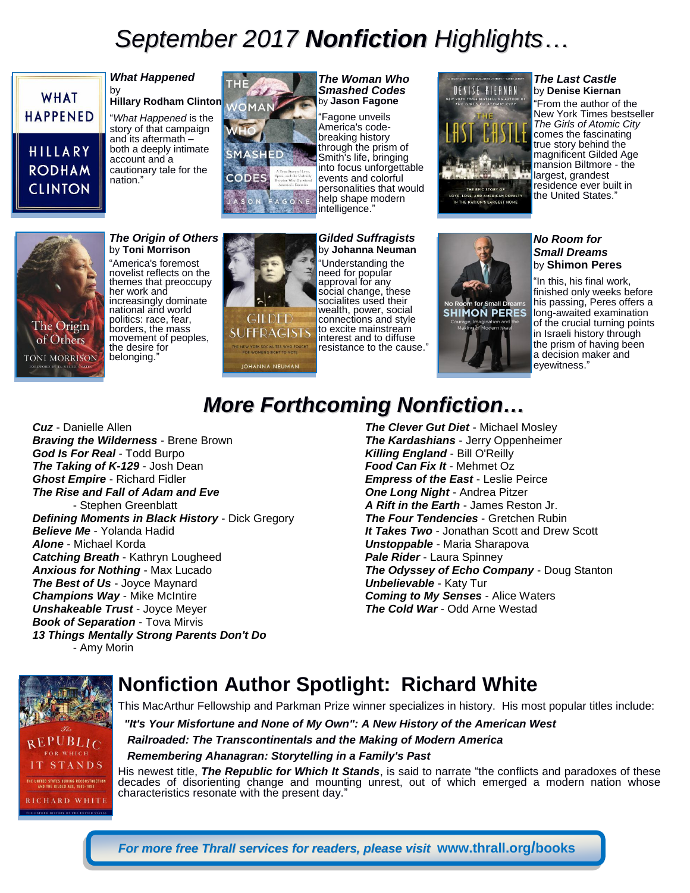# *September 2017* ***Nonfiction*** *Highlights…*

***What Happened***
by
**Hillary Rodham Clinton**

"*What Happened* is the story of that campaign and its aftermath – both a deeply intimate account and a cautionary tale for the nation."

***The Woman Who Smashed Codes***
by **Jason Fagone**

"Fagone unveils America's code-breaking history through the prism of Smith's life, bringing into focus unforgettable events and colorful personalities that would help shape modern intelligence."

***The Last Castle***
by **Denise Kiernan**

"From the author of the New York Times bestseller *The Girls of Atomic City* comes the fascinating true story behind the magnificent Gilded Age mansion Biltmore - the largest, grandest residence ever built in the United States."

***The Origin of Others***
by **Toni Morrison**

"America's foremost novelist reflects on the themes that preoccupy her work and increasingly dominate national and world politics: race, fear, borders, the mass movement of peoples, the desire for belonging."

***Gilded Suffragists***
by **Johanna Neuman**

"Understanding the need for popular approval for any social change, these socialites used their wealth, power, social connections and style to excite mainstream interest and to diffuse resistance to the cause."

***No Room for Small Dreams***
by **Shimon Peres**

"In this, his final work, finished only weeks before his passing, Peres offers a long-awaited examination of the crucial turning points in Israeli history through the prism of having been a decision maker and eyewitness."

## *More Forthcoming Nonfiction…*

***Cuz*** - Danielle Allen
***Braving the Wilderness*** - Brene Brown
***God Is For Real*** - Todd Burpo
***The Taking of K-129*** - Josh Dean
***Ghost Empire*** - Richard Fidler
***The Rise and Fall of Adam and Eve*** - Stephen Greenblatt
***Defining Moments in Black History*** - Dick Gregory
***Believe Me*** - Yolanda Hadid
***Alone*** - Michael Korda
***Catching Breath*** - Kathryn Lougheed
***Anxious for Nothing*** - Max Lucado
***The Best of Us*** - Joyce Maynard
***Champions Way*** - Mike McIntire
***Unshakeable Trust*** - Joyce Meyer
***Book of Separation*** - Tova Mirvis
***13 Things Mentally Strong Parents Don't Do*** - Amy Morin
***The Clever Gut Diet*** - Michael Mosley
***The Kardashians*** - Jerry Oppenheimer
***Killing England*** - Bill O'Reilly
***Food Can Fix It*** - Mehmet Oz
***Empress of the East*** - Leslie Peirce
***One Long Night*** - Andrea Pitzer
***A Rift in the Earth*** - James Reston Jr.
***The Four Tendencies*** - Gretchen Rubin
***It Takes Two*** - Jonathan Scott and Drew Scott
***Unstoppable*** - Maria Sharapova
***Pale Rider*** - Laura Spinney
***The Odyssey of Echo Company*** - Doug Stanton
***Unbelievable*** - Katy Tur
***Coming to My Senses*** - Alice Waters
***The Cold War*** - Odd Arne Westad

## Nonfiction Author Spotlight: Richard White

This MacArthur Fellowship and Parkman Prize winner specializes in history. His most popular titles include:

***"It's Your Misfortune and None of My Own": A New History of the American West***
***Railroaded: The Transcontinentals and the Making of Modern America***
***Remembering Ahanagran: Storytelling in a Family's Past***

His newest title, ***The Republic for Which It Stands***, is said to narrate "the conflicts and paradoxes of these decades of disorienting change and mounting unrest, out of which emerged a modern nation whose characteristics resonate with the present day."

***For more free Thrall services for readers, please visit* www.thrall.org/books**